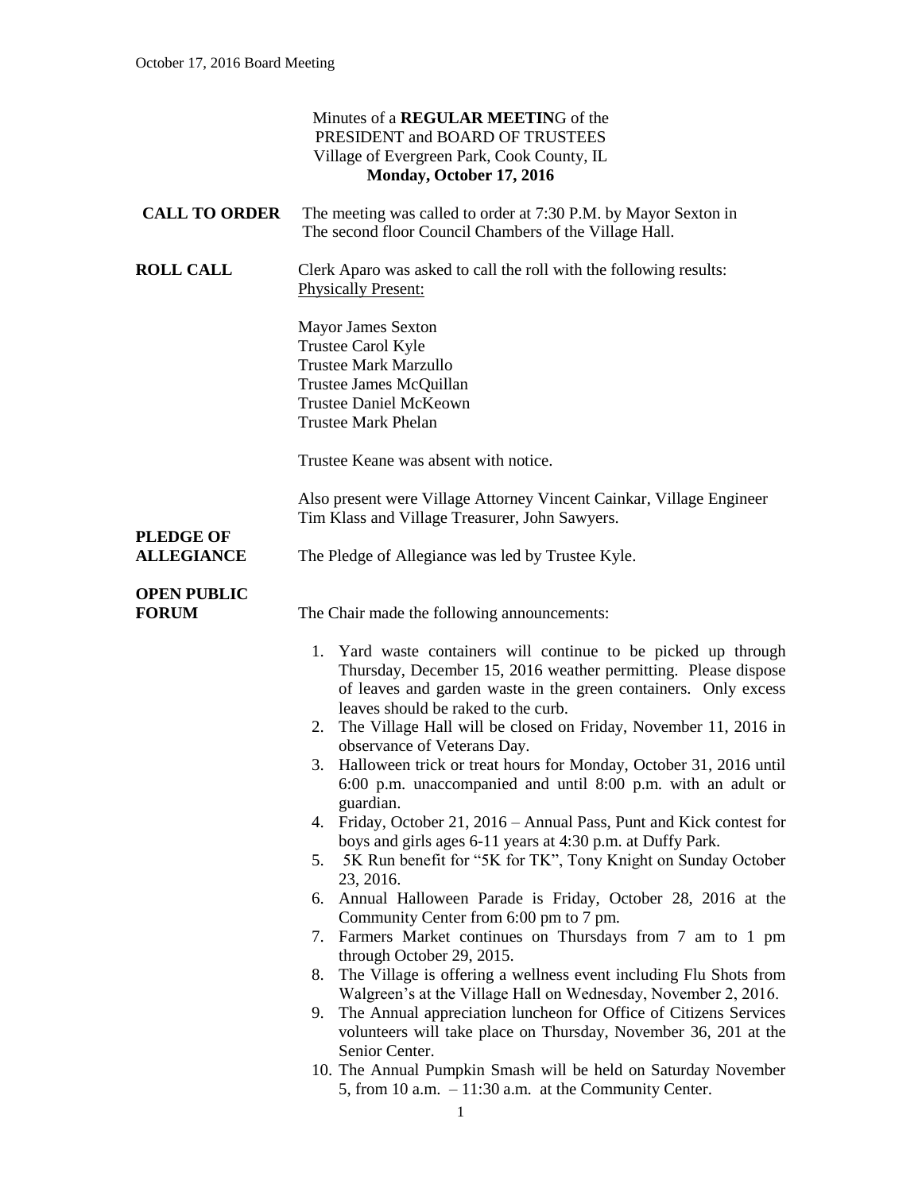Minutes of a **REGULAR MEETIN**G of the
PRESIDENT and BOARD OF TRUSTEES
Village of Evergreen Park, Cook County, IL
**Monday, October 17, 2016**

**CALL TO ORDER** The meeting was called to order at 7:30 P.M. by Mayor Sexton in The second floor Council Chambers of the Village Hall.

**ROLL CALL** Clerk Aparo was asked to call the roll with the following results:
Physically Present:

Mayor James Sexton
Trustee Carol Kyle
Trustee Mark Marzullo
Trustee James McQuillan
Trustee Daniel McKeown
Trustee Mark Phelan

Trustee Keane was absent with notice.

Also present were Village Attorney Vincent Cainkar, Village Engineer Tim Klass and Village Treasurer, John Sawyers.

**PLEDGE OF ALLEGIANCE** The Pledge of Allegiance was led by Trustee Kyle.

**OPEN PUBLIC FORUM** The Chair made the following announcements:

1. Yard waste containers will continue to be picked up through Thursday, December 15, 2016 weather permitting. Please dispose of leaves and garden waste in the green containers. Only excess leaves should be raked to the curb.
2. The Village Hall will be closed on Friday, November 11, 2016 in observance of Veterans Day.
3. Halloween trick or treat hours for Monday, October 31, 2016 until 6:00 p.m. unaccompanied and until 8:00 p.m. with an adult or guardian.
4. Friday, October 21, 2016 – Annual Pass, Punt and Kick contest for boys and girls ages 6-11 years at 4:30 p.m. at Duffy Park.
5. 5K Run benefit for "5K for TK", Tony Knight on Sunday October 23, 2016.
6. Annual Halloween Parade is Friday, October 28, 2016 at the Community Center from 6:00 pm to 7 pm.
7. Farmers Market continues on Thursdays from 7 am to 1 pm through October 29, 2015.
8. The Village is offering a wellness event including Flu Shots from Walgreen's at the Village Hall on Wednesday, November 2, 2016.
9. The Annual appreciation luncheon for Office of Citizens Services volunteers will take place on Thursday, November 36, 201 at the Senior Center.
10. The Annual Pumpkin Smash will be held on Saturday November 5, from 10 a.m. – 11:30 a.m. at the Community Center.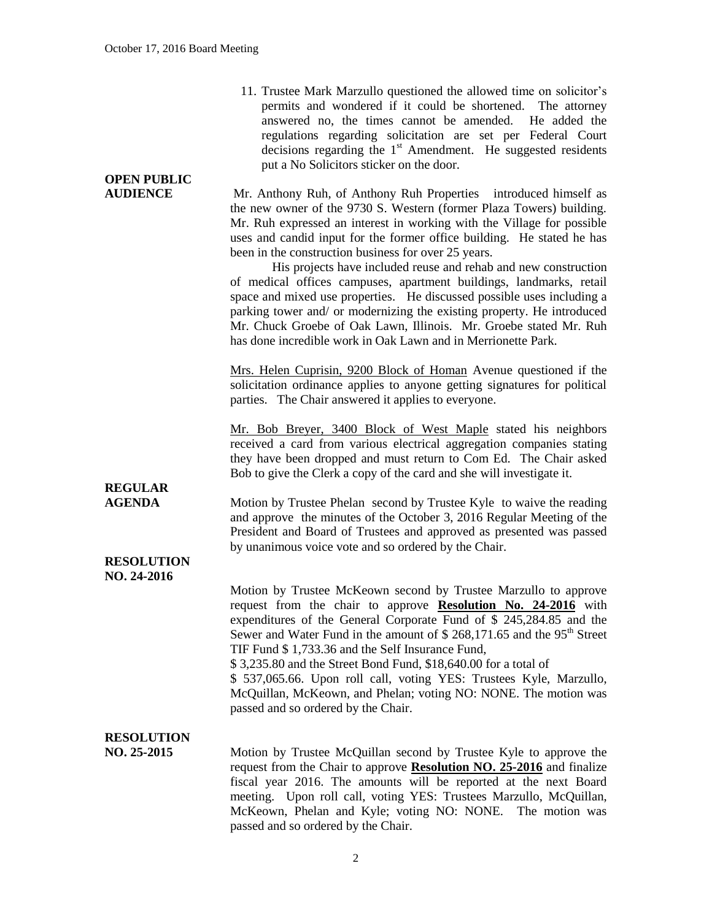11. Trustee Mark Marzullo questioned the allowed time on solicitor's permits and wondered if it could be shortened. The attorney answered no, the times cannot be amended. He added the regulations regarding solicitation are set per Federal Court decisions regarding the 1st Amendment. He suggested residents put a No Solicitors sticker on the door.

**OPEN PUBLIC AUDIENCE**

Mr. Anthony Ruh, of Anthony Ruh Properties introduced himself as the new owner of the 9730 S. Western (former Plaza Towers) building. Mr. Ruh expressed an interest in working with the Village for possible uses and candid input for the former office building. He stated he has been in the construction business for over 25 years.

His projects have included reuse and rehab and new construction of medical offices campuses, apartment buildings, landmarks, retail space and mixed use properties. He discussed possible uses including a parking tower and/ or modernizing the existing property. He introduced Mr. Chuck Groebe of Oak Lawn, Illinois. Mr. Groebe stated Mr. Ruh has done incredible work in Oak Lawn and in Merrionette Park.

Mrs. Helen Cuprisin, 9200 Block of Homan Avenue questioned if the solicitation ordinance applies to anyone getting signatures for political parties. The Chair answered it applies to everyone.

Mr. Bob Breyer, 3400 Block of West Maple stated his neighbors received a card from various electrical aggregation companies stating they have been dropped and must return to Com Ed. The Chair asked Bob to give the Clerk a copy of the card and she will investigate it.

**REGULAR AGENDA**

Motion by Trustee Phelan second by Trustee Kyle to waive the reading and approve the minutes of the October 3, 2016 Regular Meeting of the President and Board of Trustees and approved as presented was passed by unanimous voice vote and so ordered by the Chair.

**RESOLUTION NO. 24-2016**

Motion by Trustee McKeown second by Trustee Marzullo to approve request from the chair to approve **Resolution No. 24-2016** with expenditures of the General Corporate Fund of $ 245,284.85 and the Sewer and Water Fund in the amount of $ 268,171.65 and the 95th Street TIF Fund $ 1,733.36 and the Self Insurance Fund, $ 3,235.80 and the Street Bond Fund, $18,640.00 for a total of $ 537,065.66. Upon roll call, voting YES: Trustees Kyle, Marzullo, McQuillan, McKeown, and Phelan; voting NO: NONE. The motion was passed and so ordered by the Chair.

**RESOLUTION NO. 25-2015**

Motion by Trustee McQuillan second by Trustee Kyle to approve the request from the Chair to approve **Resolution NO. 25-2016** and finalize fiscal year 2016. The amounts will be reported at the next Board meeting. Upon roll call, voting YES: Trustees Marzullo, McQuillan, McKeown, Phelan and Kyle; voting NO: NONE. The motion was passed and so ordered by the Chair.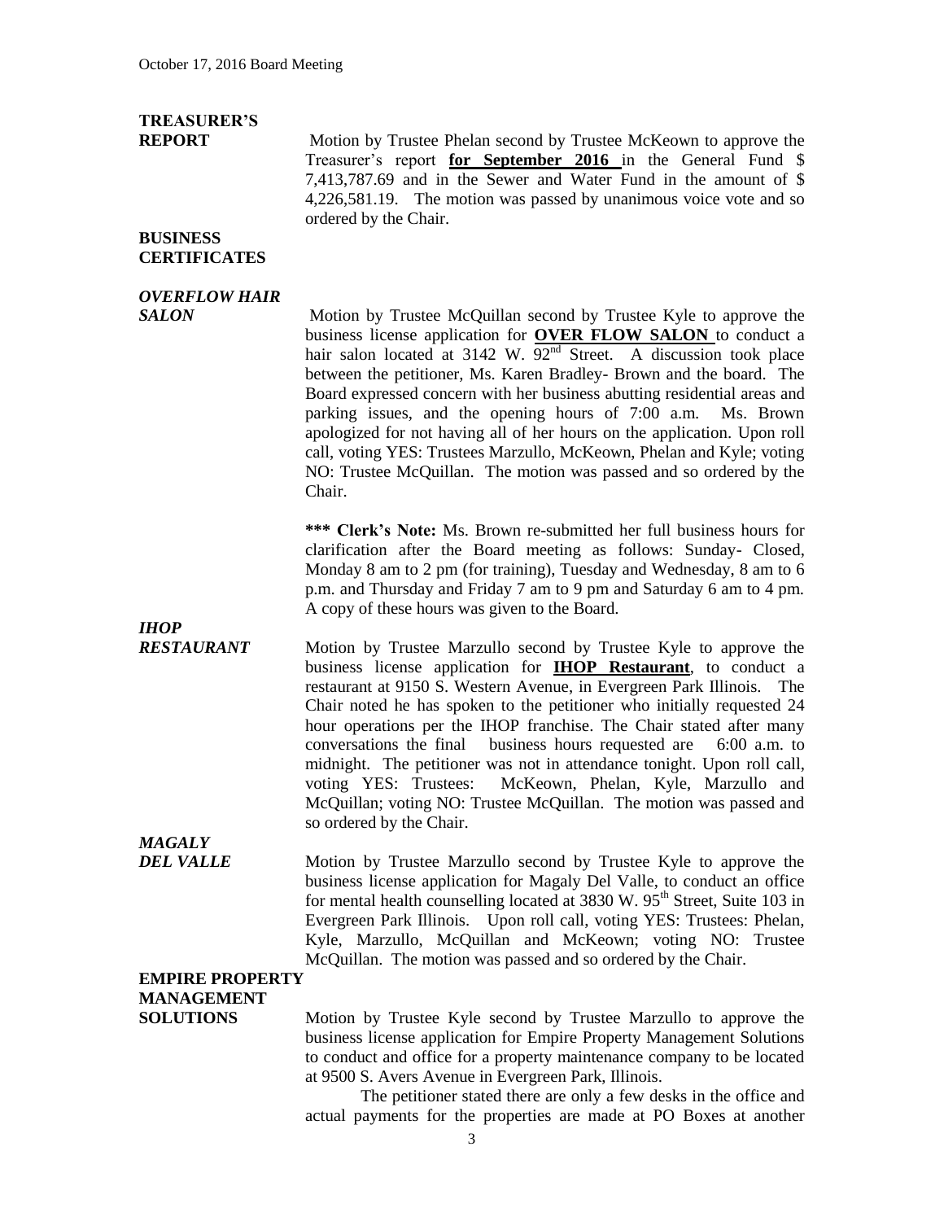**TREASURER'S REPORT**

Motion by Trustee Phelan second by Trustee McKeown to approve the Treasurer's report **for September 2016** in the General Fund $ 7,413,787.69 and in the Sewer and Water Fund in the amount of $ 4,226,581.19. The motion was passed by unanimous voice vote and so ordered by the Chair.

**BUSINESS CERTIFICATES**

***OVERFLOW HAIR SALON***

Motion by Trustee McQuillan second by Trustee Kyle to approve the business license application for **OVER FLOW SALON** to conduct a hair salon located at 3142 W. 92nd Street. A discussion took place between the petitioner, Ms. Karen Bradley- Brown and the board. The Board expressed concern with her business abutting residential areas and parking issues, and the opening hours of 7:00 a.m. Ms. Brown apologized for not having all of her hours on the application. Upon roll call, voting YES: Trustees Marzullo, McKeown, Phelan and Kyle; voting NO: Trustee McQuillan. The motion was passed and so ordered by the Chair.

**\*\*\* Clerk's Note:** Ms. Brown re-submitted her full business hours for clarification after the Board meeting as follows: Sunday- Closed, Monday 8 am to 2 pm (for training), Tuesday and Wednesday, 8 am to 6 p.m. and Thursday and Friday 7 am to 9 pm and Saturday 6 am to 4 pm. A copy of these hours was given to the Board.

***IHOP RESTAURANT***

Motion by Trustee Marzullo second by Trustee Kyle to approve the business license application for **IHOP Restaurant**, to conduct a restaurant at 9150 S. Western Avenue, in Evergreen Park Illinois. The Chair noted he has spoken to the petitioner who initially requested 24 hour operations per the IHOP franchise. The Chair stated after many conversations the final business hours requested are 6:00 a.m. to midnight. The petitioner was not in attendance tonight. Upon roll call, voting YES: Trustees: McKeown, Phelan, Kyle, Marzullo and McQuillan; voting NO: Trustee McQuillan. The motion was passed and so ordered by the Chair.

***MAGALY DEL VALLE***

Motion by Trustee Marzullo second by Trustee Kyle to approve the business license application for Magaly Del Valle, to conduct an office for mental health counselling located at 3830 W. 95th Street, Suite 103 in Evergreen Park Illinois. Upon roll call, voting YES: Trustees: Phelan, Kyle, Marzullo, McQuillan and McKeown; voting NO: Trustee McQuillan. The motion was passed and so ordered by the Chair.

**EMPIRE PROPERTY MANAGEMENT SOLUTIONS**

Motion by Trustee Kyle second by Trustee Marzullo to approve the business license application for Empire Property Management Solutions to conduct and office for a property maintenance company to be located at 9500 S. Avers Avenue in Evergreen Park, Illinois.

The petitioner stated there are only a few desks in the office and actual payments for the properties are made at PO Boxes at another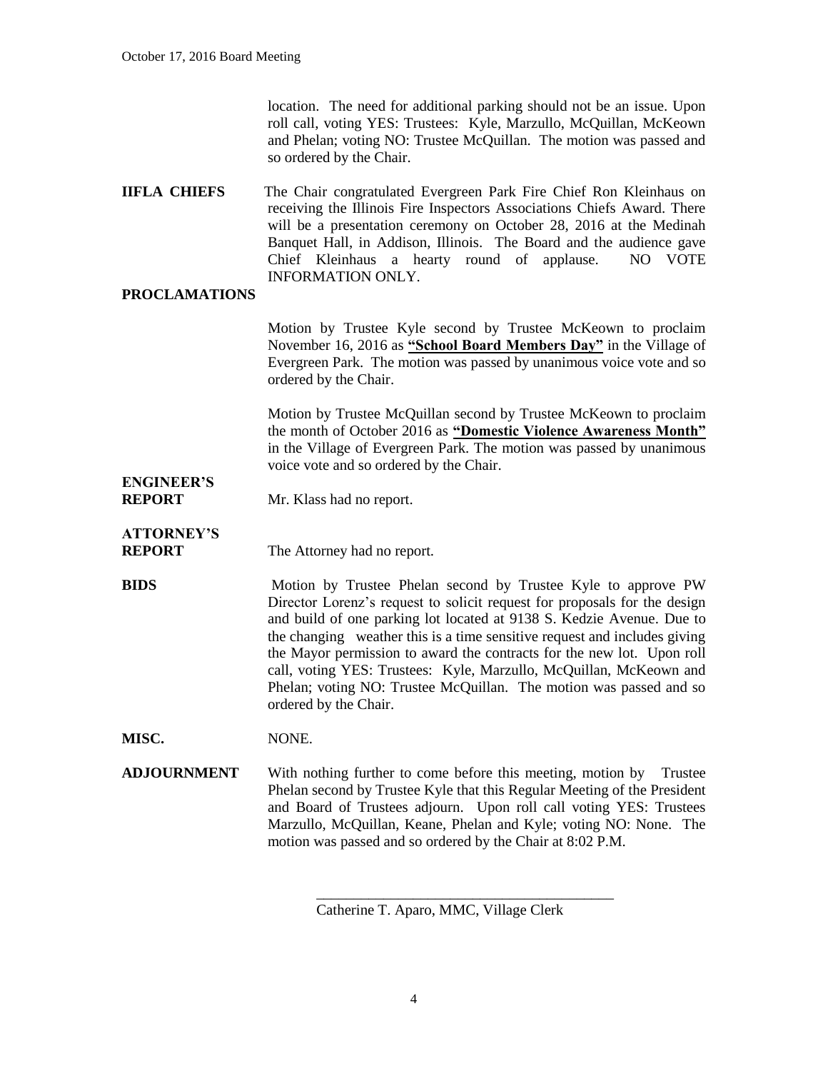location. The need for additional parking should not be an issue. Upon roll call, voting YES: Trustees: Kyle, Marzullo, McQuillan, McKeown and Phelan; voting NO: Trustee McQuillan. The motion was passed and so ordered by the Chair.

**IIFLA CHIEFS** The Chair congratulated Evergreen Park Fire Chief Ron Kleinhaus on receiving the Illinois Fire Inspectors Associations Chiefs Award. There will be a presentation ceremony on October 28, 2016 at the Medinah Banquet Hall, in Addison, Illinois. The Board and the audience gave Chief Kleinhaus a hearty round of applause. NO VOTE INFORMATION ONLY.

**PROCLAMATIONS**

Motion by Trustee Kyle second by Trustee McKeown to proclaim November 16, 2016 as **"School Board Members Day"** in the Village of Evergreen Park. The motion was passed by unanimous voice vote and so ordered by the Chair.

Motion by Trustee McQuillan second by Trustee McKeown to proclaim the month of October 2016 as **"Domestic Violence Awareness Month"** in the Village of Evergreen Park. The motion was passed by unanimous voice vote and so ordered by the Chair.

**ENGINEER'S REPORT** Mr. Klass had no report.

**ATTORNEY'S REPORT** The Attorney had no report.

**BIDS** Motion by Trustee Phelan second by Trustee Kyle to approve PW Director Lorenz's request to solicit request for proposals for the design and build of one parking lot located at 9138 S. Kedzie Avenue. Due to the changing weather this is a time sensitive request and includes giving the Mayor permission to award the contracts for the new lot. Upon roll call, voting YES: Trustees: Kyle, Marzullo, McQuillan, McKeown and Phelan; voting NO: Trustee McQuillan. The motion was passed and so ordered by the Chair.

**MISC.** NONE.

**ADJOURNMENT** With nothing further to come before this meeting, motion by Trustee Phelan second by Trustee Kyle that this Regular Meeting of the President and Board of Trustees adjourn. Upon roll call voting YES: Trustees Marzullo, McQuillan, Keane, Phelan and Kyle; voting NO: None. The motion was passed and so ordered by the Chair at 8:02 P.M.

\_\_\_\_\_\_\_\_\_\_\_\_\_\_\_\_\_\_\_\_\_\_\_\_\_\_\_\_\_\_\_\_\_\_\_\_\_\_\_\_

Catherine T. Aparo, MMC, Village Clerk